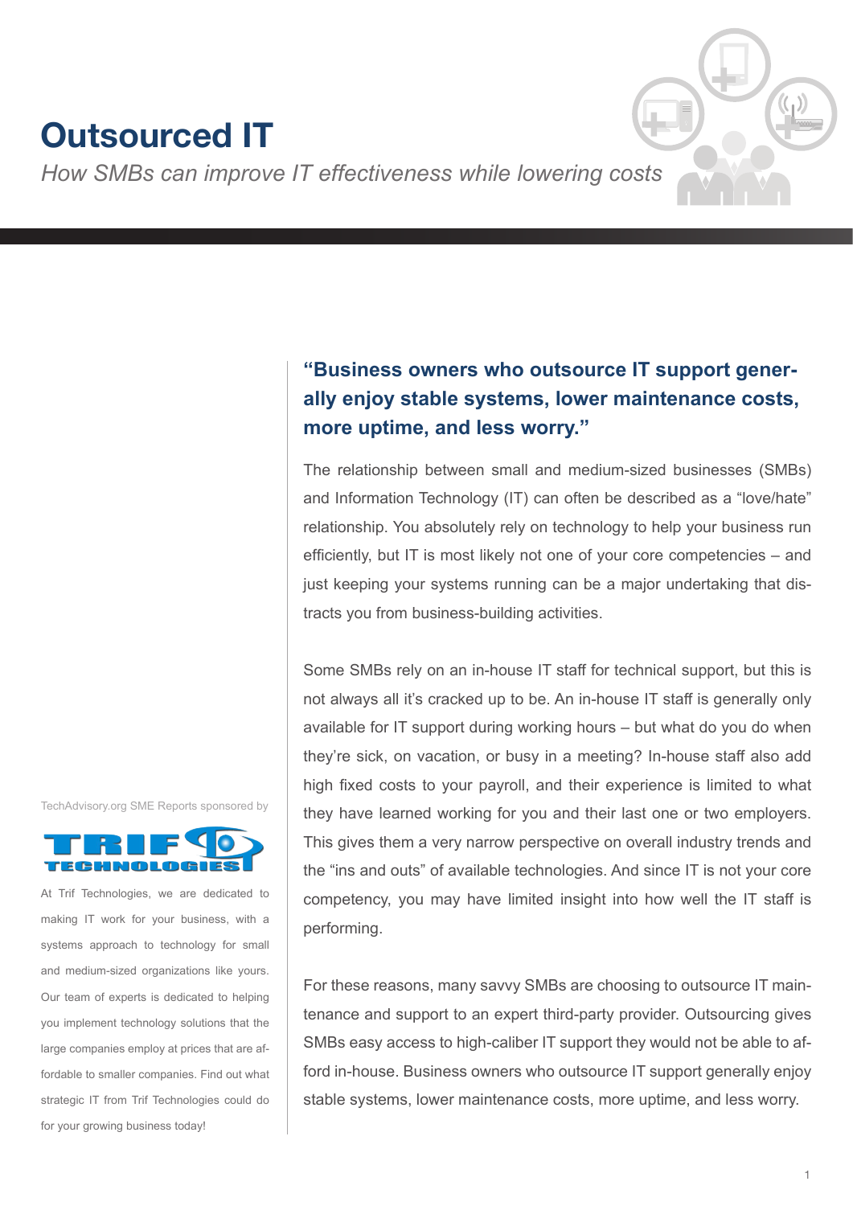# Outsourced IT

*How SMBs can improve IT effectiveness while lowering costs*

**"Business owners who outsource IT support generally enjoy stable systems, lower maintenance costs, more uptime, and less worry."**

The relationship between small and medium-sized businesses (SMBs) and Information Technology (IT) can often be described as a "love/hate" relationship. You absolutely rely on technology to help your business run efficiently, but IT is most likely not one of your core competencies – and just keeping your systems running can be a major undertaking that distracts you from business-building activities.

Some SMBs rely on an in-house IT staff for technical support, but this is not always all it's cracked up to be. An in-house IT staff is generally only available for IT support during working hours – but what do you do when they're sick, on vacation, or busy in a meeting? In-house staff also add high fixed costs to your payroll, and their experience is limited to what they have learned working for you and their last one or two employers. This gives them a very narrow perspective on overall industry trends and the "ins and outs" of available technologies. And since IT is not your core competency, you may have limited insight into how well the IT staff is performing.

For these reasons, many savvy SMBs are choosing to outsource IT maintenance and support to an expert third-party provider. Outsourcing gives SMBs easy access to high-caliber IT support they would not be able to afford in-house. Business owners who outsource IT support generally enjoy stable systems, lower maintenance costs, more uptime, and less worry.

TechAdvisory.org SME Reports sponsored by

TRIF TECHNOLOGIES

At Trif Technologies, we are dedicated to making IT work for your business, with a systems approach to technology for small and medium-sized organizations like yours. Our team of experts is dedicated to helping you implement technology solutions that the large companies employ at prices that are affordable to smaller companies. Find out what strategic IT from Trif Technologies could do for your growing business today!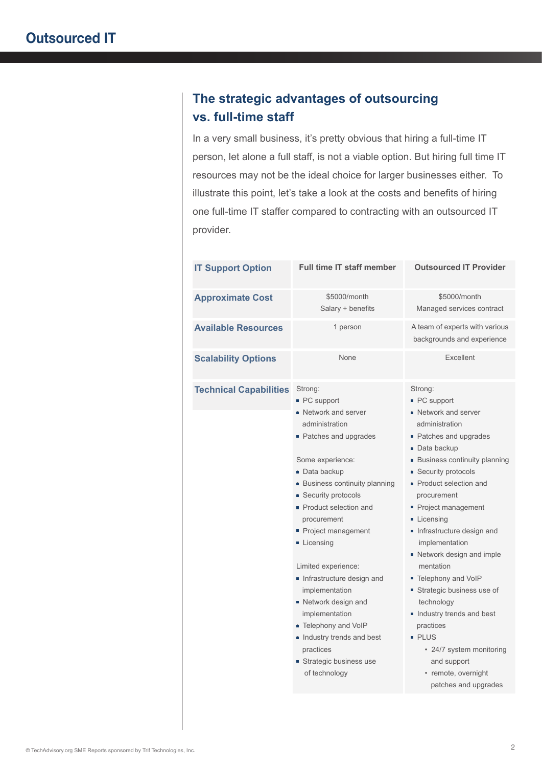## The strategic advantages of outsourcing vs. full-time staff

In a very small business, it's pretty obvious that hiring a full-time IT person, let alone a full staff, is not a viable option. But hiring full time IT resources may not be the ideal choice for larger businesses either. To illustrate this point, let's take a look at the costs and benefits of hiring one full-time IT staffer compared to contracting with an outsourced IT provider.

| IT Support Option | Full time IT staff member | Outsourced IT Provider |
|---|---|---|
| **Approximate Cost** | $5000/month<br>Salary + benefits | $5000/month<br>Managed services contract |
| **Available Resources** | 1 person | A team of experts with various backgrounds and experience |
| **Scalability Options** | None | Excellent |
| **Technical Capabilities** | Strong:<br>▪ PC support<br>▪ Network and server administration<br>▪ Patches and upgrades<br><br>Some experience:<br>▪ Data backup<br>▪ Business continuity planning<br>▪ Security protocols<br>▪ Product selection and procurement<br>▪ Project management<br>▪ Licensing<br><br>Limited experience:<br>▪ Infrastructure design and implementation<br>▪ Network design and implementation<br>▪ Telephony and VoIP<br>▪ Industry trends and best practices<br>▪ Strategic business use of technology | Strong:<br>▪ PC support<br>▪ Network and server administration<br>▪ Patches and upgrades<br>▪ Data backup<br>▪ Business continuity planning<br>▪ Security protocols<br>▪ Product selection and procurement<br>▪ Project management<br>▪ Licensing<br>▪ Infrastructure design and implementation<br>▪ Network design and imple mentation<br>▪ Telephony and VoIP<br>▪ Strategic business use of technology<br>▪ Industry trends and best practices<br>▪ PLUS<br>• 24/7 system monitoring and support<br>• remote, overnight patches and upgrades |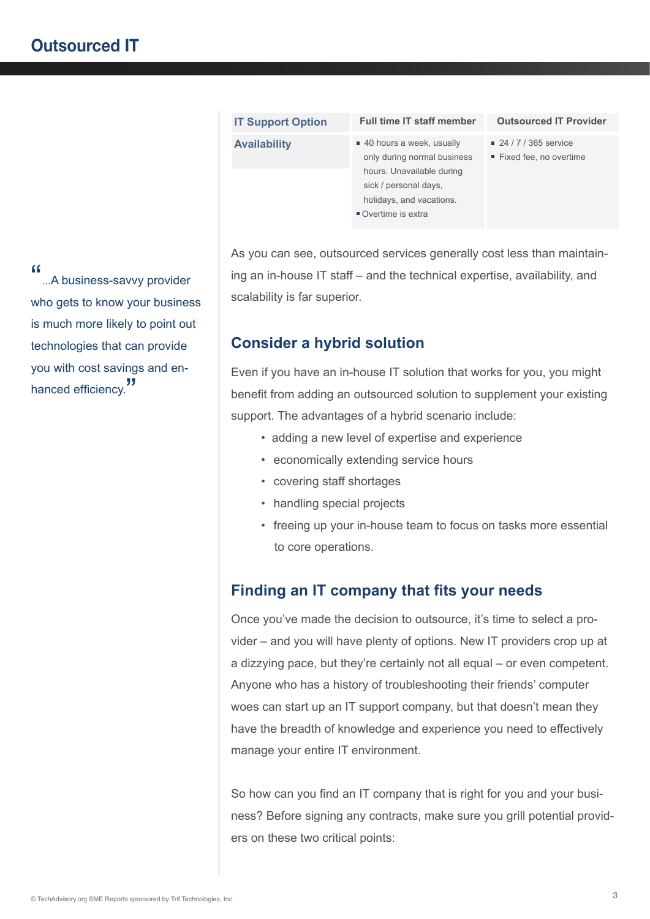| IT Support Option | Full time IT staff member | Outsourced IT Provider |
|---|---|---|
| **Availability** | ▪ 40 hours a week, usually only during normal business hours. Unavailable during sick / personal days, holidays, and vacations.<br>▪ Overtime is extra | ▪ 24 / 7 / 365 service<br>▪ Fixed fee, no overtime |

> "...A business-savvy provider who gets to know your business is much more likely to point out technologies that can provide you with cost savings and enhanced efficiency."

As you can see, outsourced services generally cost less than maintaining an in-house IT staff – and the technical expertise, availability, and scalability is far superior.

## Consider a hybrid solution

Even if you have an in-house IT solution that works for you, you might benefit from adding an outsourced solution to supplement your existing support. The advantages of a hybrid scenario include:

- adding a new level of expertise and experience
- economically extending service hours
- covering staff shortages
- handling special projects
- freeing up your in-house team to focus on tasks more essential to core operations.

## Finding an IT company that fits your needs

Once you've made the decision to outsource, it's time to select a provider – and you will have plenty of options. New IT providers crop up at a dizzying pace, but they're certainly not all equal – or even competent. Anyone who has a history of troubleshooting their friends' computer woes can start up an IT support company, but that doesn't mean they have the breadth of knowledge and experience you need to effectively manage your entire IT environment.

So how can you find an IT company that is right for you and your business? Before signing any contracts, make sure you grill potential providers on these two critical points: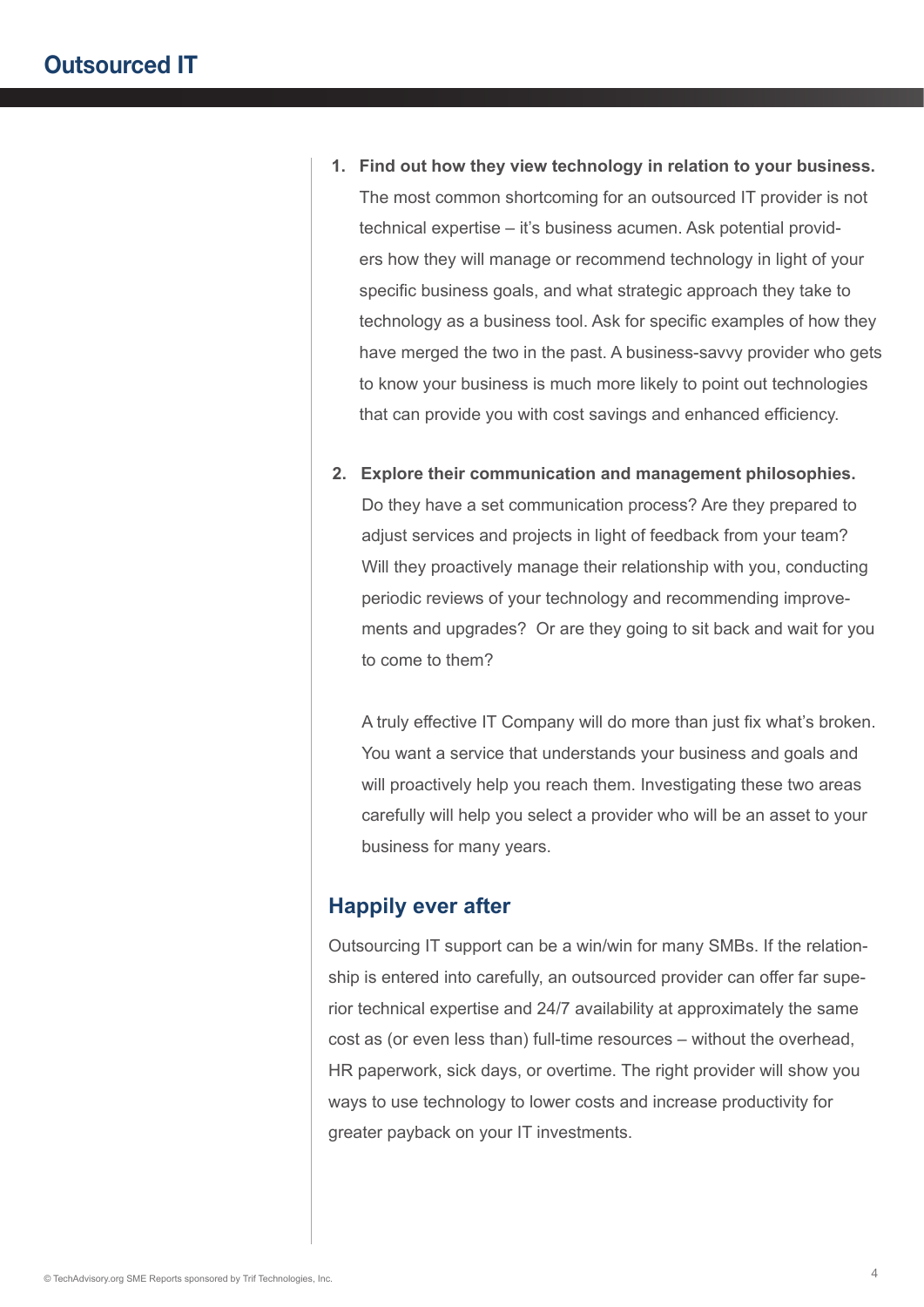1. **Find out how they view technology in relation to your business.** The most common shortcoming for an outsourced IT provider is not technical expertise – it's business acumen. Ask potential providers how they will manage or recommend technology in light of your specific business goals, and what strategic approach they take to technology as a business tool. Ask for specific examples of how they have merged the two in the past. A business-savvy provider who gets to know your business is much more likely to point out technologies that can provide you with cost savings and enhanced efficiency.

2. **Explore their communication and management philosophies.** Do they have a set communication process? Are they prepared to adjust services and projects in light of feedback from your team? Will they proactively manage their relationship with you, conducting periodic reviews of your technology and recommending improvements and upgrades? Or are they going to sit back and wait for you to come to them?

   A truly effective IT Company will do more than just fix what's broken. You want a service that understands your business and goals and will proactively help you reach them. Investigating these two areas carefully will help you select a provider who will be an asset to your business for many years.

## Happily ever after

Outsourcing IT support can be a win/win for many SMBs. If the relationship is entered into carefully, an outsourced provider can offer far superior technical expertise and 24/7 availability at approximately the same cost as (or even less than) full-time resources – without the overhead, HR paperwork, sick days, or overtime. The right provider will show you ways to use technology to lower costs and increase productivity for greater payback on your IT investments.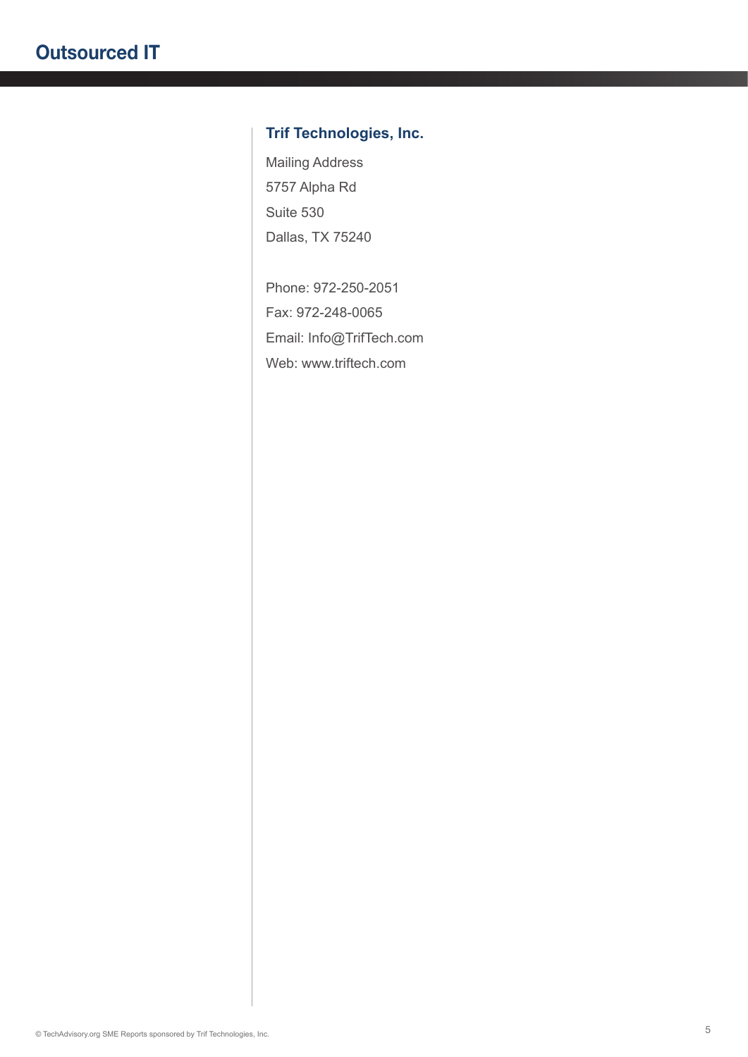## Trif Technologies, Inc.

Mailing Address
5757 Alpha Rd
Suite 530
Dallas, TX 75240

Phone: 972-250-2051
Fax: 972-248-0065
Email: Info@TrifTech.com
Web: www.triftech.com